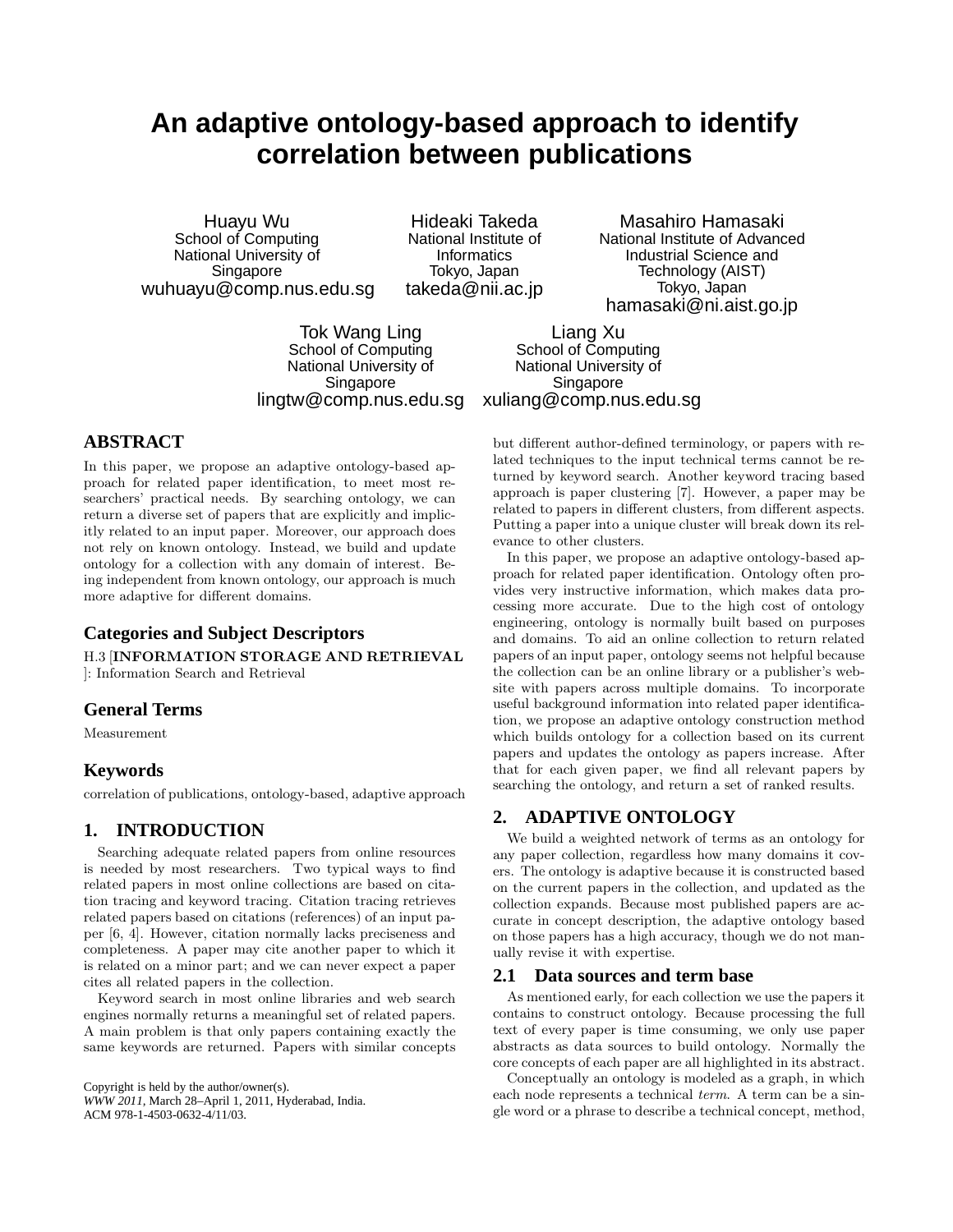# An adaptive ontology-based approach to identify correlation between publications

Huayu Wu
School of Computing
National University of Singapore
wuhuayu@comp.nus.edu.sg

Hideaki Takeda
National Institute of Informatics
Tokyo, Japan
takeda@nii.ac.jp

Masahiro Hamasaki
National Institute of Advanced Industrial Science and Technology (AIST)
Tokyo, Japan
hamasaki@ni.aist.go.jp

Tok Wang Ling
School of Computing
National University of Singapore
lingtw@comp.nus.edu.sg

Liang Xu
School of Computing
National University of Singapore
xuliang@comp.nus.edu.sg

## ABSTRACT

In this paper, we propose an adaptive ontology-based approach for related paper identification, to meet most researchers' practical needs. By searching ontology, we can return a diverse set of papers that are explicitly and implicitly related to an input paper. Moreover, our approach does not rely on known ontology. Instead, we build and update ontology for a collection with any domain of interest. Being independent from known ontology, our approach is much more adaptive for different domains.

## Categories and Subject Descriptors

H.3 [**INFORMATION STORAGE AND RETRIEVAL** ]: Information Search and Retrieval

## General Terms

Measurement

## Keywords

correlation of publications, ontology-based, adaptive approach

## 1. INTRODUCTION

Searching adequate related papers from online resources is needed by most researchers. Two typical ways to find related papers in most online collections are based on citation tracing and keyword tracing. Citation tracing retrieves related papers based on citations (references) of an input paper [6, 4]. However, citation normally lacks preciseness and completeness. A paper may cite another paper to which it is related on a minor part; and we can never expect a paper cites all related papers in the collection.

Keyword search in most online libraries and web search engines normally returns a meaningful set of related papers. A main problem is that only papers containing exactly the same keywords are returned. Papers with similar concepts but different author-defined terminology, or papers with related techniques to the input technical terms cannot be returned by keyword search. Another keyword tracing based approach is paper clustering [7]. However, a paper may be related to papers in different clusters, from different aspects. Putting a paper into a unique cluster will break down its relevance to other clusters.

In this paper, we propose an adaptive ontology-based approach for related paper identification. Ontology often provides very instructive information, which makes data processing more accurate. Due to the high cost of ontology engineering, ontology is normally built based on purposes and domains. To aid an online collection to return related papers of an input paper, ontology seems not helpful because the collection can be an online library or a publisher's website with papers across multiple domains. To incorporate useful background information into related paper identification, we propose an adaptive ontology construction method which builds ontology for a collection based on its current papers and updates the ontology as papers increase. After that for each given paper, we find all relevant papers by searching the ontology, and return a set of ranked results.

## 2. ADAPTIVE ONTOLOGY

We build a weighted network of terms as an ontology for any paper collection, regardless how many domains it covers. The ontology is adaptive because it is constructed based on the current papers in the collection, and updated as the collection expands. Because most published papers are accurate in concept description, the adaptive ontology based on those papers has a high accuracy, though we do not manually revise it with expertise.

### 2.1 Data sources and term base

As mentioned early, for each collection we use the papers it contains to construct ontology. Because processing the full text of every paper is time consuming, we only use paper abstracts as data sources to build ontology. Normally the core concepts of each paper are all highlighted in its abstract.

Conceptually an ontology is modeled as a graph, in which each node represents a technical *term*. A term can be a single word or a phrase to describe a technical concept, method,

Copyright is held by the author/owner(s).
*WWW 2011*, March 28–April 1, 2011, Hyderabad, India.
ACM 978-1-4503-0632-4/11/03.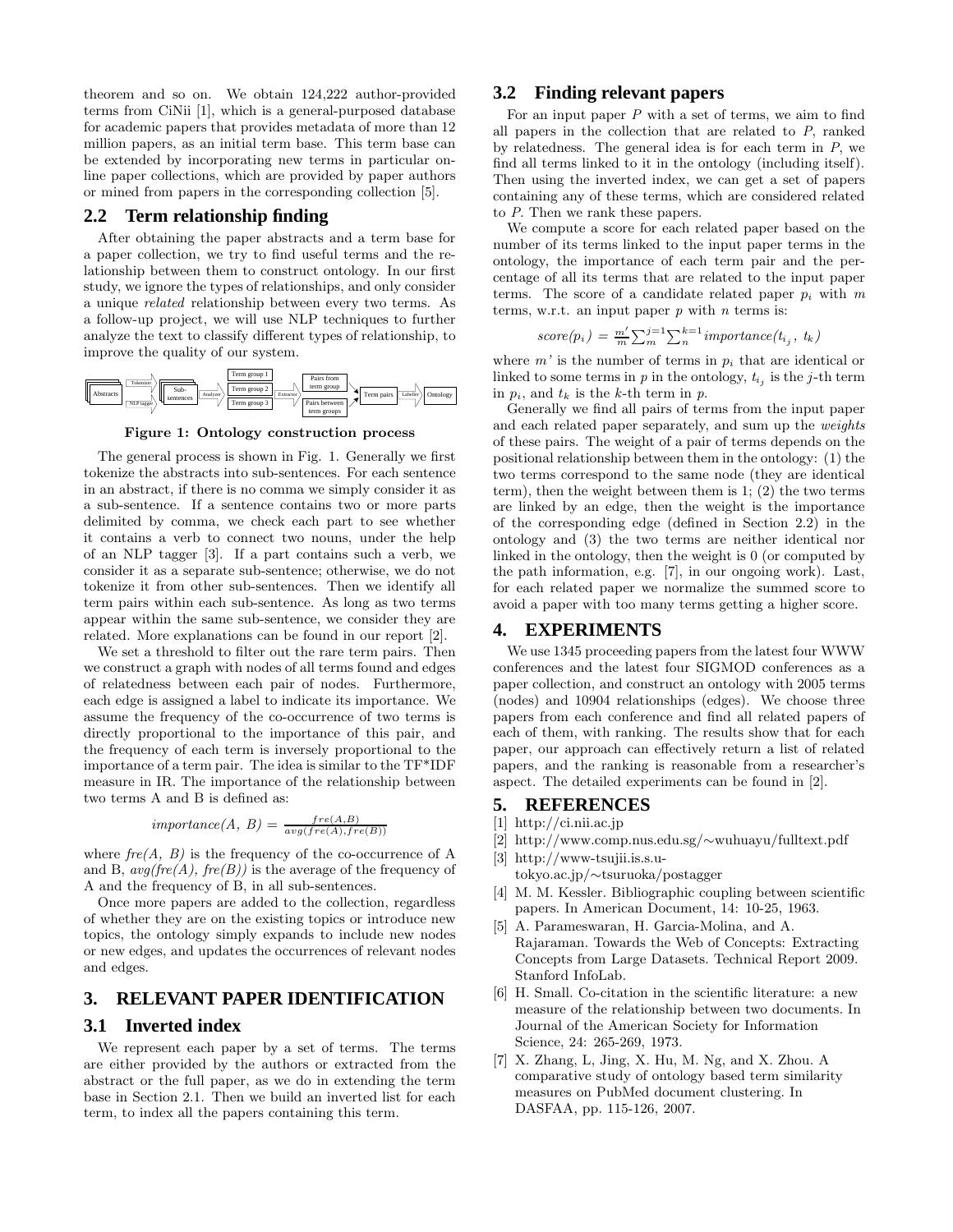theorem and so on. We obtain 124,222 author-provided terms from CiNii [1], which is a general-purposed database for academic papers that provides metadata of more than 12 million papers, as an initial term base. This term base can be extended by incorporating new terms in particular online paper collections, which are provided by paper authors or mined from papers in the corresponding collection [5].

## 2.2 Term relationship finding

After obtaining the paper abstracts and a term base for a paper collection, we try to find useful terms and the relationship between them to construct ontology. In our first study, we ignore the types of relationships, and only consider a unique *related* relationship between every two terms. As a follow-up project, we will use NLP techniques to further analyze the text to classify different types of relationship, to improve the quality of our system.

Abstracts
Tokenizer
NLP tagger
Sub-sentences
Analyzer
Term group 1
Term group 2
Term group 3
Extractor
Pairs from term group
Pairs between term groups
Term pairs
Labeller
Ontology

**Figure 1: Ontology construction process**

The general process is shown in Fig. 1. Generally we first tokenize the abstracts into sub-sentences. For each sentence in an abstract, if there is no comma we simply consider it as a sub-sentence. If a sentence contains two or more parts delimited by comma, we check each part to see whether it contains a verb to connect two nouns, under the help of an NLP tagger [3]. If a part contains such a verb, we consider it as a separate sub-sentence; otherwise, we do not tokenize it from other sub-sentences. Then we identify all term pairs within each sub-sentence. As long as two terms appear within the same sub-sentence, we consider they are related. More explanations can be found in our report [2].

We set a threshold to filter out the rare term pairs. Then we construct a graph with nodes of all terms found and edges of relatedness between each pair of nodes. Furthermore, each edge is assigned a label to indicate its importance. We assume the frequency of the co-occurrence of two terms is directly proportional to the importance of this pair, and the frequency of each term is inversely proportional to the importance of a term pair. The idea is similar to the TF\*IDF measure in IR. The importance of the relationship between two terms A and B is defined as:

$$importance(A,\ B) = \frac{fre(A,B)}{avg(fre(A), fre(B))}$$

where $fre(A,\ B)$ is the frequency of the co-occurrence of A and B, $avg(fre(A),\ fre(B))$ is the average of the frequency of A and the frequency of B, in all sub-sentences.

Once more papers are added to the collection, regardless of whether they are on the existing topics or introduce new topics, the ontology simply expands to include new nodes or new edges, and updates the occurrences of relevant nodes and edges.

# 3. RELEVANT PAPER IDENTIFICATION

## 3.1 Inverted index

We represent each paper by a set of terms. The terms are either provided by the authors or extracted from the abstract or the full paper, as we do in extending the term base in Section 2.1. Then we build an inverted list for each term, to index all the papers containing this term.

## 3.2 Finding relevant papers

For an input paper $P$ with a set of terms, we aim to find all papers in the collection that are related to $P$, ranked by relatedness. The general idea is for each term in $P$, we find all terms linked to it in the ontology (including itself). Then using the inverted index, we can get a set of papers containing any of these terms, which are considered related to $P$. Then we rank these papers.

We compute a score for each related paper based on the number of its terms linked to the input paper terms in the ontology, the importance of each term pair and the percentage of all its terms that are related to the input paper terms. The score of a candidate related paper $p_i$ with $m$ terms, w.r.t. an input paper $p$ with $n$ terms is:

$$score(p_i) = \frac{m'}{m} \sum_{m}^{j=1} \sum_{n}^{k=1} importance(t_{i_j},\ t_k)$$

where $m'$ is the number of terms in $p_i$ that are identical or linked to some terms in $p$ in the ontology, $t_{i_j}$ is the $j$-th term in $p_i$, and $t_k$ is the $k$-th term in $p$.

Generally we find all pairs of terms from the input paper and each related paper separately, and sum up the *weights* of these pairs. The weight of a pair of terms depends on the positional relationship between them in the ontology: (1) the two terms correspond to the same node (they are identical term), then the weight between them is 1; (2) the two terms are linked by an edge, then the weight is the importance of the corresponding edge (defined in Section 2.2) in the ontology and (3) the two terms are neither identical nor linked in the ontology, then the weight is 0 (or computed by the path information, e.g. [7], in our ongoing work). Last, for each related paper we normalize the summed score to avoid a paper with too many terms getting a higher score.

# 4. EXPERIMENTS

We use 1345 proceeding papers from the latest four WWW conferences and the latest four SIGMOD conferences as a paper collection, and construct an ontology with 2005 terms (nodes) and 10904 relationships (edges). We choose three papers from each conference and find all related papers of each of them, with ranking. The results show that for each paper, our approach can effectively return a list of related papers, and the ranking is reasonable from a researcher's aspect. The detailed experiments can be found in [2].

# 5. REFERENCES

[1] http://ci.nii.ac.jp

[2] http://www.comp.nus.edu.sg/∼wuhuayu/fulltext.pdf

[3] http://www-tsujii.is.s.u-tokyo.ac.jp/∼tsuruoka/postagger

[4] M. M. Kessler. Bibliographic coupling between scientific papers. In American Document, 14: 10-25, 1963.

[5] A. Parameswaran, H. Garcia-Molina, and A. Rajaraman. Towards the Web of Concepts: Extracting Concepts from Large Datasets. Technical Report 2009. Stanford InfoLab.

[6] H. Small. Co-citation in the scientific literature: a new measure of the relationship between two documents. In Journal of the American Society for Information Science, 24: 265-269, 1973.

[7] X. Zhang, L, Jing, X. Hu, M. Ng, and X. Zhou. A comparative study of ontology based term similarity measures on PubMed document clustering. In DASFAA, pp. 115-126, 2007.